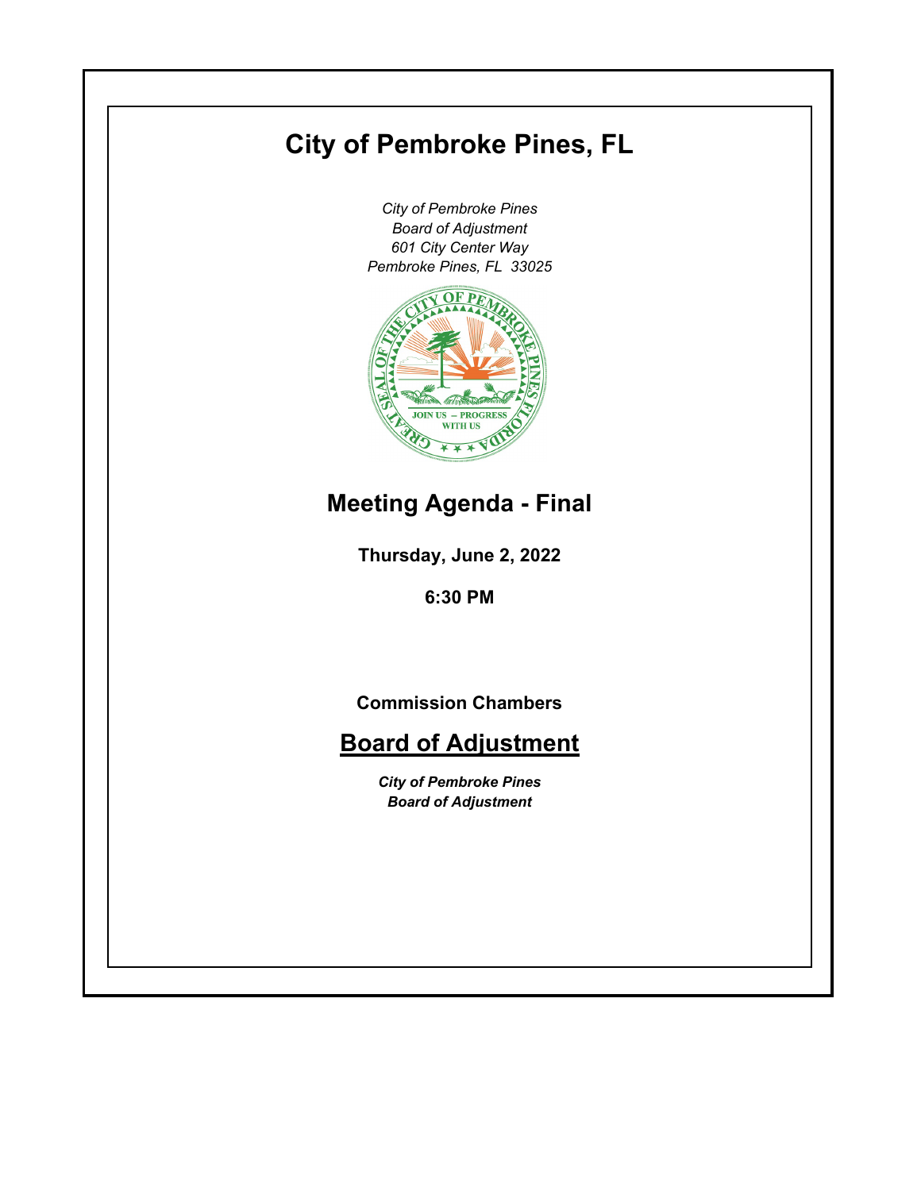# City of Pembroke Pines, FL

*City of Pembroke Pines*
*Board of Adjustment*
*601 City Center Way*
*Pembroke Pines, FL 33025*

## Meeting Agenda - Final

**Thursday, June 2, 2022**

**6:30 PM**

**Commission Chambers**

## Board of Adjustment

***City of Pembroke Pines***
***Board of Adjustment***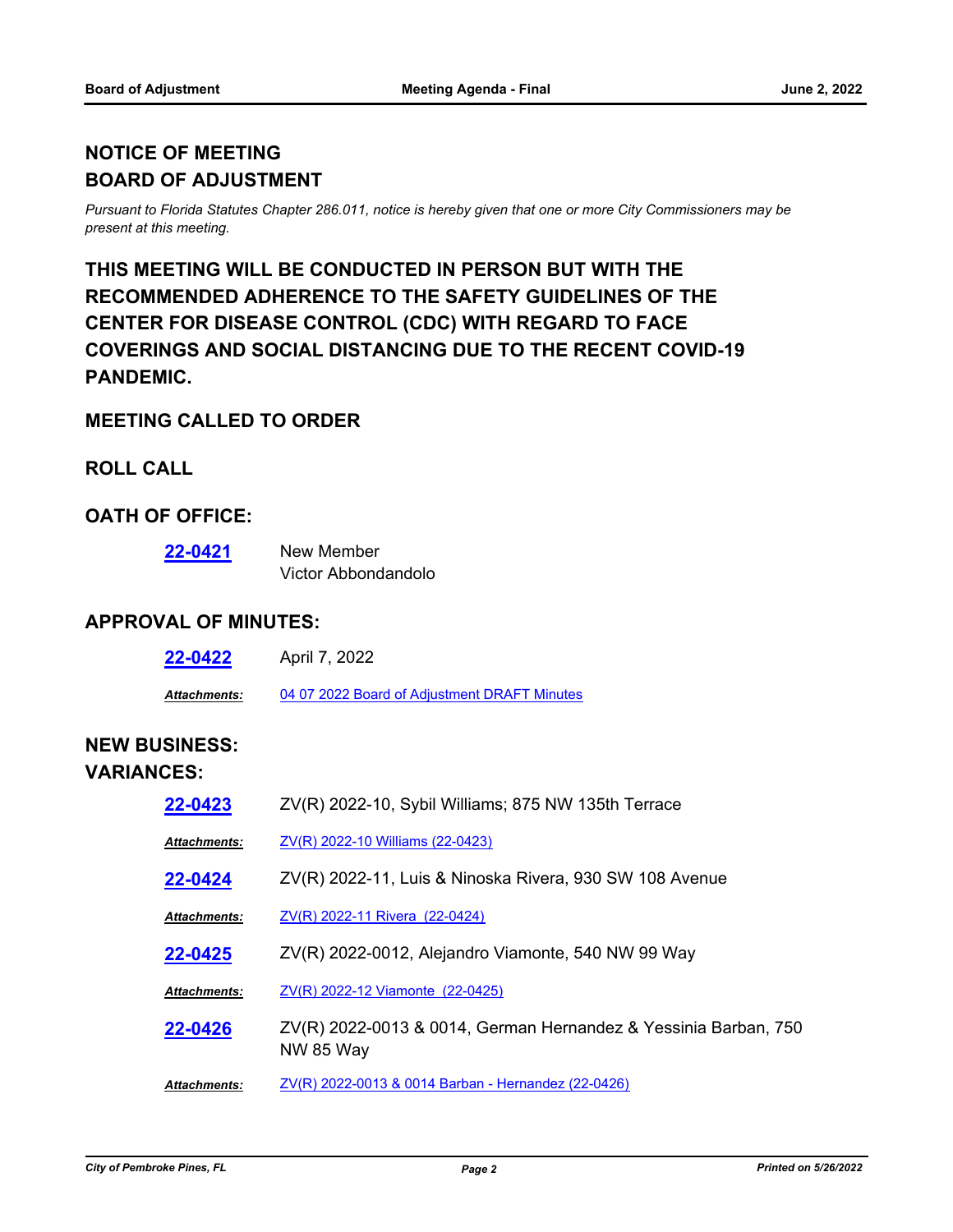## NOTICE OF MEETING
## BOARD OF ADJUSTMENT

*Pursuant to Florida Statutes Chapter 286.011, notice is hereby given that one or more City Commissioners may be present at this meeting.*

## THIS MEETING WILL BE CONDUCTED IN PERSON BUT WITH THE RECOMMENDED ADHERENCE TO THE SAFETY GUIDELINES OF THE CENTER FOR DISEASE CONTROL (CDC) WITH REGARD TO FACE COVERINGS AND SOCIAL DISTANCING DUE TO THE RECENT COVID-19 PANDEMIC.

### MEETING CALLED TO ORDER

### ROLL CALL

### OATH OF OFFICE:

**22-0421** New Member
Victor Abbondandolo

### APPROVAL OF MINUTES:

**22-0422** April 7, 2022

***Attachments:*** 04 07 2022 Board of Adjustment DRAFT Minutes

### NEW BUSINESS:
### VARIANCES:

**22-0423** ZV(R) 2022-10, Sybil Williams; 875 NW 135th Terrace

***Attachments:*** ZV(R) 2022-10 Williams (22-0423)

**22-0424** ZV(R) 2022-11, Luis & Ninoska Rivera, 930 SW 108 Avenue

***Attachments:*** ZV(R) 2022-11 Rivera (22-0424)

**22-0425** ZV(R) 2022-0012, Alejandro Viamonte, 540 NW 99 Way

***Attachments:*** ZV(R) 2022-12 Viamonte (22-0425)

**22-0426** ZV(R) 2022-0013 & 0014, German Hernandez & Yessinia Barban, 750 NW 85 Way

***Attachments:*** ZV(R) 2022-0013 & 0014 Barban - Hernandez (22-0426)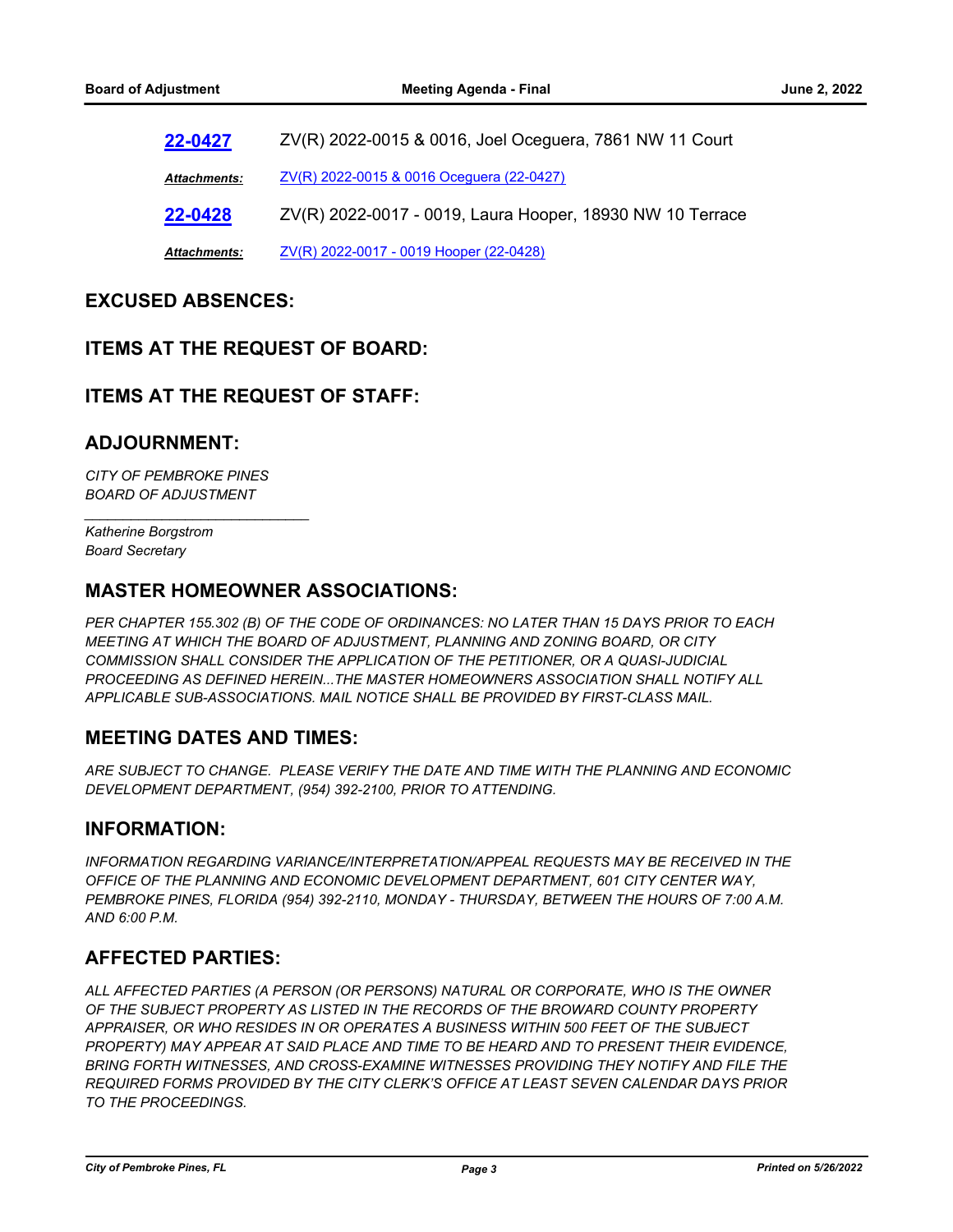**22-0427** ZV(R) 2022-0015 & 0016, Joel Oceguera, 7861 NW 11 Court

***Attachments:*** ZV(R) 2022-0015 & 0016 Oceguera (22-0427)

**22-0428** ZV(R) 2022-0017 - 0019, Laura Hooper, 18930 NW 10 Terrace

***Attachments:*** ZV(R) 2022-0017 - 0019 Hooper (22-0428)

## EXCUSED ABSENCES:

## ITEMS AT THE REQUEST OF BOARD:

## ITEMS AT THE REQUEST OF STAFF:

## ADJOURNMENT:

*CITY OF PEMBROKE PINES*
*BOARD OF ADJUSTMENT*

*____________________________*

*Katherine Borgstrom*
*Board Secretary*

## MASTER HOMEOWNER ASSOCIATIONS:

*PER CHAPTER 155.302 (B) OF THE CODE OF ORDINANCES: NO LATER THAN 15 DAYS PRIOR TO EACH MEETING AT WHICH THE BOARD OF ADJUSTMENT, PLANNING AND ZONING BOARD, OR CITY COMMISSION SHALL CONSIDER THE APPLICATION OF THE PETITIONER, OR A QUASI-JUDICIAL PROCEEDING AS DEFINED HEREIN...THE MASTER HOMEOWNERS ASSOCIATION SHALL NOTIFY ALL APPLICABLE SUB-ASSOCIATIONS. MAIL NOTICE SHALL BE PROVIDED BY FIRST-CLASS MAIL.*

## MEETING DATES AND TIMES:

*ARE SUBJECT TO CHANGE. PLEASE VERIFY THE DATE AND TIME WITH THE PLANNING AND ECONOMIC DEVELOPMENT DEPARTMENT, (954) 392-2100, PRIOR TO ATTENDING.*

## INFORMATION:

*INFORMATION REGARDING VARIANCE/INTERPRETATION/APPEAL REQUESTS MAY BE RECEIVED IN THE OFFICE OF THE PLANNING AND ECONOMIC DEVELOPMENT DEPARTMENT, 601 CITY CENTER WAY, PEMBROKE PINES, FLORIDA (954) 392-2110, MONDAY - THURSDAY, BETWEEN THE HOURS OF 7:00 A.M. AND 6:00 P.M.*

## AFFECTED PARTIES:

*ALL AFFECTED PARTIES (A PERSON (OR PERSONS) NATURAL OR CORPORATE, WHO IS THE OWNER OF THE SUBJECT PROPERTY AS LISTED IN THE RECORDS OF THE BROWARD COUNTY PROPERTY APPRAISER, OR WHO RESIDES IN OR OPERATES A BUSINESS WITHIN 500 FEET OF THE SUBJECT PROPERTY) MAY APPEAR AT SAID PLACE AND TIME TO BE HEARD AND TO PRESENT THEIR EVIDENCE, BRING FORTH WITNESSES, AND CROSS-EXAMINE WITNESSES PROVIDING THEY NOTIFY AND FILE THE REQUIRED FORMS PROVIDED BY THE CITY CLERK'S OFFICE AT LEAST SEVEN CALENDAR DAYS PRIOR TO THE PROCEEDINGS.*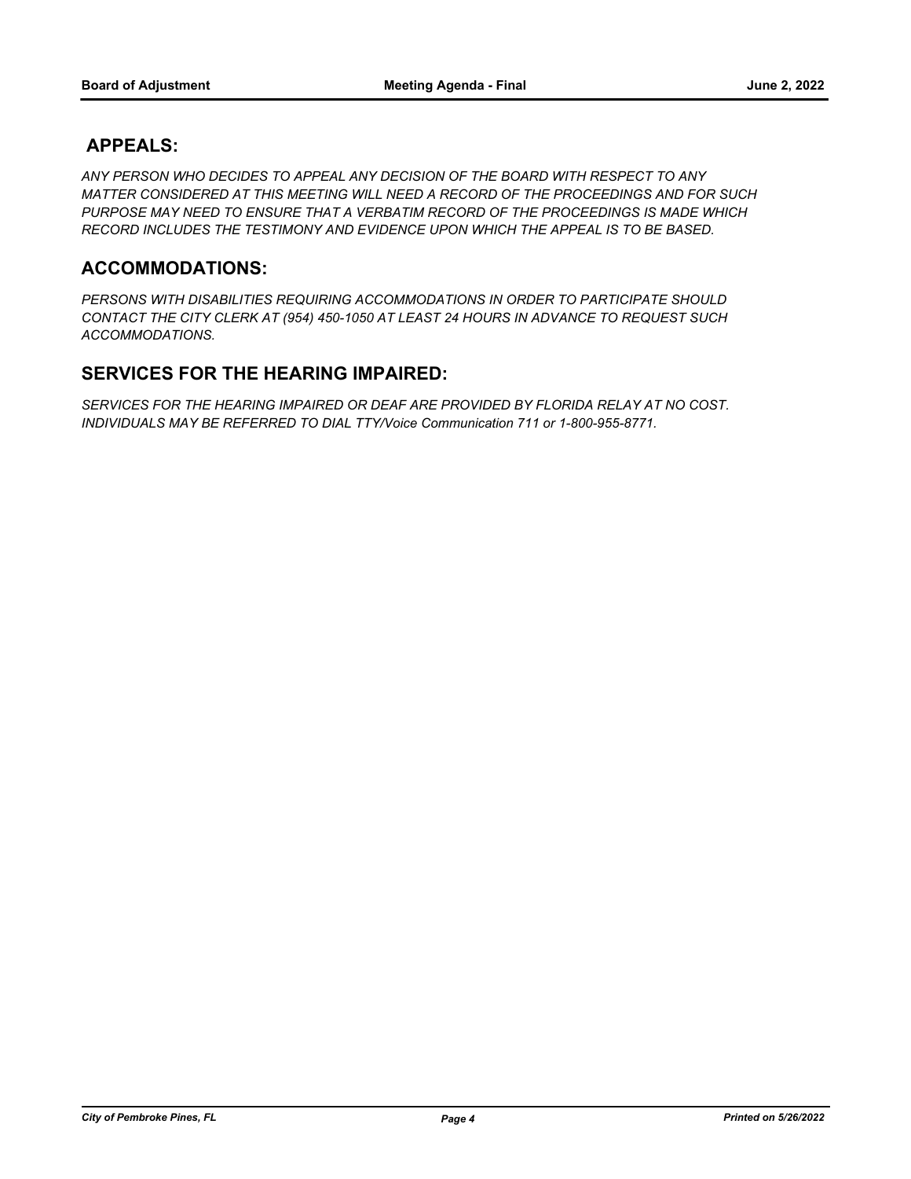## APPEALS:

*ANY PERSON WHO DECIDES TO APPEAL ANY DECISION OF THE BOARD WITH RESPECT TO ANY MATTER CONSIDERED AT THIS MEETING WILL NEED A RECORD OF THE PROCEEDINGS AND FOR SUCH PURPOSE MAY NEED TO ENSURE THAT A VERBATIM RECORD OF THE PROCEEDINGS IS MADE WHICH RECORD INCLUDES THE TESTIMONY AND EVIDENCE UPON WHICH THE APPEAL IS TO BE BASED.*

## ACCOMMODATIONS:

*PERSONS WITH DISABILITIES REQUIRING ACCOMMODATIONS IN ORDER TO PARTICIPATE SHOULD CONTACT THE CITY CLERK AT (954) 450-1050 AT LEAST 24 HOURS IN ADVANCE TO REQUEST SUCH ACCOMMODATIONS.*

## SERVICES FOR THE HEARING IMPAIRED:

*SERVICES FOR THE HEARING IMPAIRED OR DEAF ARE PROVIDED BY FLORIDA RELAY AT NO COST. INDIVIDUALS MAY BE REFERRED TO DIAL TTY/Voice Communication 711 or 1-800-955-8771.*